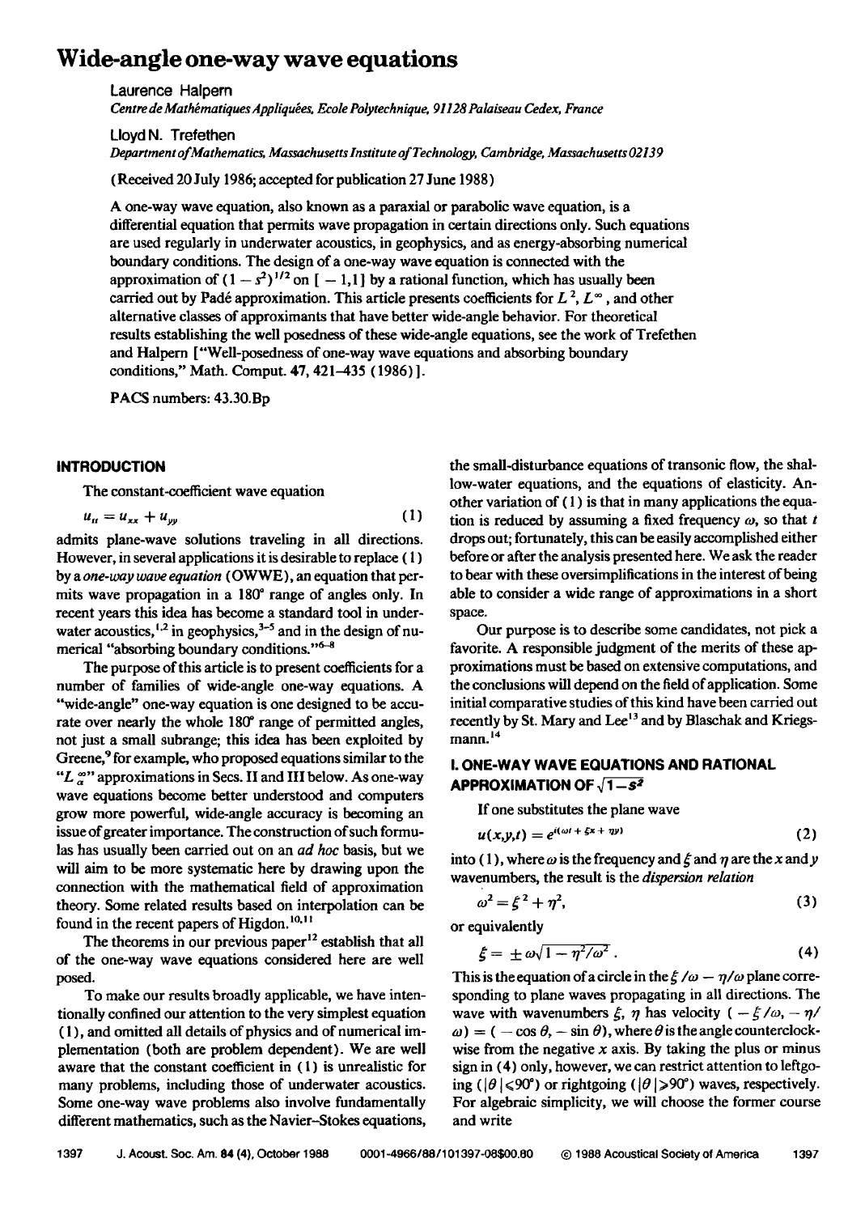# Wide-angle one-way wave equations

Laurence Halpern

*Centre de Mathématiques Appliquées, Ecole Polytechnique, 91128 Palaiseau Cedex, France*

Lloyd N. Trefethen

*Department of Mathematics, Massachusetts Institute of Technology, Cambridge, Massachusetts 02139*

(Received 20 July 1986; accepted for publication 27 June 1988)

A one-way wave equation, also known as a paraxial or parabolic wave equation, is a differential equation that permits wave propagation in certain directions only. Such equations are used regularly in underwater acoustics, in geophysics, and as energy-absorbing numerical boundary conditions. The design of a one-way wave equation is connected with the approximation of $(1-s^2)^{1/2}$ on $[-1,1]$ by a rational function, which has usually been carried out by Padé approximation. This article presents coefficients for $L^2$, $L^\infty$, and other alternative classes of approximants that have better wide-angle behavior. For theoretical results establishing the well posedness of these wide-angle equations, see the work of Trefethen and Halpern ["Well-posedness of one-way wave equations and absorbing boundary conditions," Math. Comput. **47**, 421–435 (1986)].

PACS numbers: 43.30.Bp

## INTRODUCTION

The constant-coefficient wave equation

$$u_{tt} = u_{xx} + u_{yy} \tag{1}$$

admits plane-wave solutions traveling in all directions. However, in several applications it is desirable to replace (1) by a *one-way wave equation* (OWWE), an equation that permits wave propagation in a 180° range of angles only. In recent years this idea has become a standard tool in underwater acoustics,[1,2] in geophysics,[3–5] and in the design of numerical "absorbing boundary conditions."[6–8]

The purpose of this article is to present coefficients for a number of families of wide-angle one-way wave equations. A "wide-angle" one-way equation is one designed to be accurate over nearly the whole 180° range of permitted angles, not just a small subrange; this idea has been exploited by Greene,[9] for example, who proposed equations similar to the "$L_\alpha^\infty$" approximations in Secs. II and III below. As one-way wave equations become better understood and computers grow more powerful, wide-angle accuracy is becoming an issue of greater importance. The construction of such formulas has usually been carried out on an *ad hoc* basis, but we will aim to be more systematic here by drawing upon the connection with the mathematical field of approximation theory. Some related results based on interpolation can be found in the recent papers of Higdon.[10,11]

The theorems in our previous paper[12] establish that all of the one-way wave equations considered here are well posed.

To make our results broadly applicable, we have intentionally confined our attention to the very simplest equation (1), and omitted all details of physics and of numerical implementation (both are problem dependent). We are well aware that the constant coefficient in (1) is unrealistic for many problems, including those of underwater acoustics. Some one-way wave problems also involve fundamentally different mathematics, such as the Navier–Stokes equations, the small-disturbance equations of transonic flow, the shallow-water equations, and the equations of elasticity. Another variation of (1) is that in many applications the equation is reduced by assuming a fixed frequency $\omega$, so that $t$ drops out; fortunately, this can be easily accomplished either before or after the analysis presented here. We ask the reader to bear with these oversimplifications in the interest of being able to consider a wide range of approximations in a short space.

Our purpose is to describe some candidates, not pick a favorite. A responsible judgment of the merits of these approximations must be based on extensive computations, and the conclusions will depend on the field of application. Some initial comparative studies of this kind have been carried out recently by St. Mary and Lee[13] and by Blaschak and Kriegsmann.[14]

## I. ONE-WAY WAVE EQUATIONS AND RATIONAL APPROXIMATION OF $\sqrt{1-s^2}$

If one substitutes the plane wave

$$u(x,y,t) = e^{i(\omega t + \xi x + \eta y)} \tag{2}$$

into (1), where $\omega$ is the frequency and $\xi$ and $\eta$ are the $x$ and $y$ wavenumbers, the result is the *dispersion relation*

$$\omega^2 = \xi^2 + \eta^2, \tag{3}$$

or equivalently

$$\xi = \pm \omega\sqrt{1 - \eta^2/\omega^2}\,. \tag{4}$$

This is the equation of a circle in the $\xi/\omega - \eta/\omega$ plane corresponding to plane waves propagating in all directions. The wave with wavenumbers $\xi$, $\eta$ has velocity $(-\xi/\omega, -\eta/\omega) = (-\cos\theta, -\sin\theta)$, where $\theta$ is the angle counterclockwise from the negative $x$ axis. By taking the plus or minus sign in (4) only, however, we can restrict attention to leftgoing ($|\theta| < 90°$) or rightgoing ($|\theta| \geqslant 90°$) waves, respectively. For algebraic simplicity, we will choose the former course and write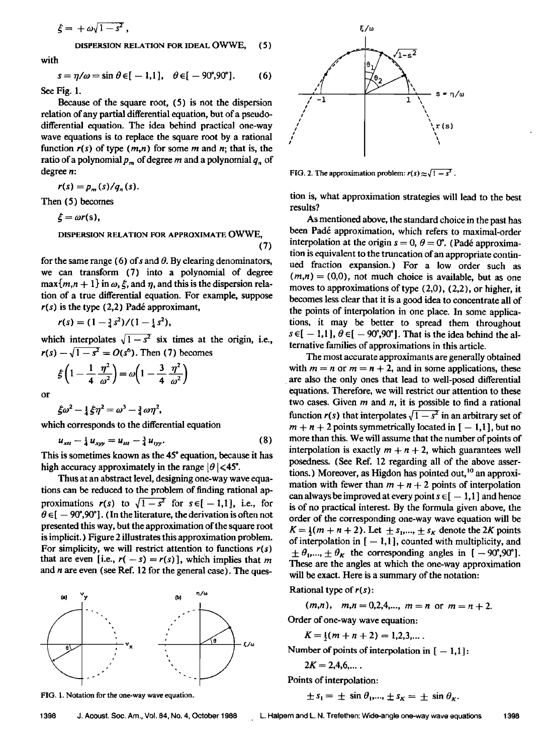$$\xi = +\omega\sqrt{1-s^2},$$

DISPERSION RELATION FOR IDEAL OWWE, (5)

with

$$s = \eta/\omega = \sin\theta \in [-1,1], \quad \theta \in [-90°, 90°]. \qquad (6)$$

See Fig. 1.

Because of the square root, (5) is not the dispersion relation of any partial differential equation, but of a pseudodifferential equation. The idea behind practical one-way wave equations is to replace the square root by a rational function $r(s)$ of type $(m,n)$ for some $m$ and $n$; that is, the ratio of a polynomial $p_m$ of degree $m$ and a polynomial $q_n$ of degree $n$:

$$r(s) = p_m(s)/q_n(s).$$

Then (5) becomes

$$\xi = \omega r(s),$$

DISPERSION RELATION FOR APPROXIMATE OWWE, (7)

for the same range (6) of $s$ and $\theta$. By clearing denominators, we can transform (7) into a polynomial of degree $\max\{m, n+1\}$ in $\omega$, $\xi$, and $\eta$, and this is the dispersion relation of a true differential equation. For example, suppose $r(s)$ is the type (2,2) Padé approximant,

$$r(s) = (1 - \tfrac{3}{4}s^2)/(1 - \tfrac{1}{4}s^2),$$

which interpolates $\sqrt{1-s^2}$ six times at the origin, i.e., $r(s) - \sqrt{1-s^2} = O(s^6)$. Then (7) becomes

$$\xi\left(1 - \frac{1}{4}\frac{\eta^2}{\omega^2}\right) = \omega\left(1 - \frac{3}{4}\frac{\eta^2}{\omega^2}\right)$$

or

$$\xi\omega^2 - \tfrac{1}{4}\xi\eta^2 = \omega^3 - \tfrac{3}{4}\omega\eta^2,$$

which corresponds to the differential equation

$$u_{xtt} - \tfrac{1}{4}u_{xyy} = u_{ttt} - \tfrac{3}{4}u_{tyy}. \qquad (8)$$

This is sometimes known as the 45° equation, because it has high accuracy approximately in the range $|\theta| \leqslant 45°$.

Thus at an abstract level, designing one-way wave equations can be reduced to the problem of finding rational approximations $r(s)$ to $\sqrt{1-s^2}$ for $s \in [-1,1]$, i.e., for $\theta \in [-90°, 90°]$. (In the literature, the derivation is often not presented this way, but the approximation of the square root is implicit.) Figure 2 illustrates this approximation problem. For simplicity, we will restrict attention to functions $r(s)$ that are even [i.e., $r(-s) = r(s)$], which implies that $m$ and $n$ are even (see Ref. 12 for the general case). The question is, what approximation strategies will lead to the best results?

FIG. 1. Notation for the one-way wave equation.

FIG. 2. The approximation problem: $r(s) \approx \sqrt{1-s^2}$.

As mentioned above, the standard choice in the past has been Padé approximation, which refers to maximal-order interpolation at the origin $s = 0$, $\theta = 0°$. (Padé approximation is equivalent to the truncation of an appropriate continued fraction expansion.) For a low order such as $(m,n) = (0,0)$, not much choice is available, but as one moves to approximations of type (2,0), (2,2), or higher, it becomes less clear that it is a good idea to concentrate all of the points of interpolation in one place. In some applications, it may be better to spread them throughout $s \in [-1,1]$, $\theta \in [-90°, 90°]$. That is the idea behind the alternative families of approximations in this article.

The most accurate approximants are generally obtained with $m = n$ or $m = n + 2$, and in some applications, these are also the only ones that lead to well-posed differential equations. Therefore, we will restrict our attention to these two cases. Given $m$ and $n$, it is possible to find a rational function $r(s)$ that interpolates $\sqrt{1-s^2}$ in an arbitrary set of $m + n + 2$ points symmetrically located in $[-1,1]$, but no more than this. We will assume that the number of points of interpolation is exactly $m + n + 2$, which guarantees well posedness. (See Ref. 12 regarding all of the above assertions.) Moreover, as Higdon has pointed out,[10] an approximation with fewer than $m + n + 2$ points of interpolation can always be improved at every point $s \in [-1,1]$ and hence is of no practical interest. By the formula given above, the order of the corresponding one-way wave equation will be $K = \frac{1}{2}(m + n + 2)$. Let $\pm s_1, \ldots, \pm s_K$ denote the $2K$ points of interpolation in $[-1,1]$, counted with multiplicity, and $\pm\theta_1, \ldots, \pm\theta_K$ the corresponding angles in $[-90°, 90°]$. These are the angles at which the one-way approximation will be exact. Here is a summary of the notation:

Rational type of $r(s)$:

$$(m,n), \quad m,n = 0,2,4,\ldots, \quad m = n \text{ or } m = n + 2.$$

Order of one-way wave equation:

$$K = \tfrac{1}{2}(m + n + 2) = 1,2,3,\ldots.$$

Number of points of interpolation in $[-1,1]$:

$$2K = 2,4,6,\ldots.$$

Points of interpolation:

$$\pm s_1 = \pm \sin\theta_1, \ldots, \pm s_K = \pm \sin\theta_K.$$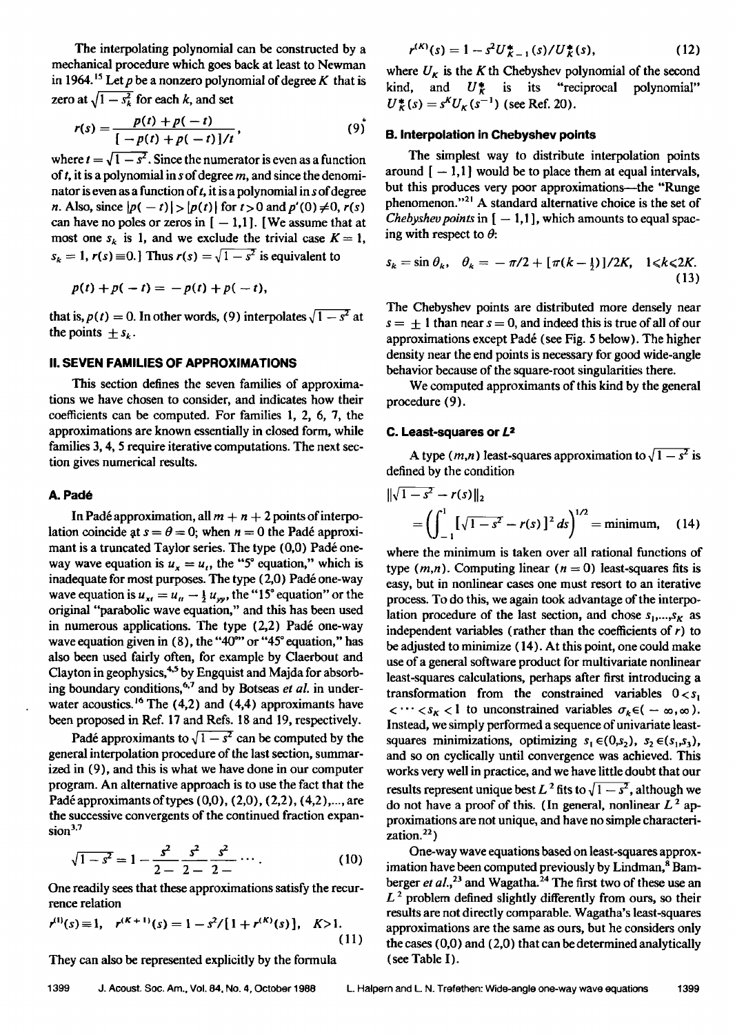The interpolating polynomial can be constructed by a mechanical procedure which goes back at least to Newman in 1964.[15] Let $p$ be a nonzero polynomial of degree $K$ that is zero at $\sqrt{1-s_k^2}$ for each $k$, and set

$$r(s) = \frac{p(t) + p(-t)}{[-p(t) + p(-t)]/t}, \tag{9}$$

where $t = \sqrt{1-s^2}$. Since the numerator is even as a function of $t$, it is a polynomial in $s$ of degree $m$, and since the denominator is even as a function of $t$, it is a polynomial in $s$ of degree $n$. Also, since $|p(-t)| > |p(t)|$ for $t > 0$ and $p'(0) \neq 0$, $r(s)$ can have no poles or zeros in $[-1,1]$. [We assume that at most one $s_k$ is 1, and we exclude the trivial case $K = 1$, $s_k = 1$, $r(s) \equiv 0$.] Thus $r(s) = \sqrt{1-s^2}$ is equivalent to

$$p(t) + p(-t) = -p(t) + p(-t),$$

that is, $p(t) = 0$. In other words, (9) interpolates $\sqrt{1-s^2}$ at the points $\pm s_k$.

## II. SEVEN FAMILIES OF APPROXIMATIONS

This section defines the seven families of approximations we have chosen to consider, and indicates how their coefficients can be computed. For families 1, 2, 6, 7, the approximations are known essentially in closed form, while families 3, 4, 5 require iterative computations. The next section gives numerical results.

### A. Padé

In Padé approximation, all $m + n + 2$ points of interpolation coincide at $s = \theta = 0$; when $n = 0$ the Padé approximant is a truncated Taylor series. The type (0,0) Padé one-way wave equation is $u_x = u_t$, the "5° equation," which is inadequate for most purposes. The type (2,0) Padé one-way wave equation is $u_{xt} = u_{tt} - \frac{1}{2} u_{yy}$, the "15° equation" or the original "parabolic wave equation," and this has been used in numerous applications. The type (2,2) Padé one-way wave equation given in (8), the "40°" or "45° equation," has also been used fairly often, for example by Claerbout and Clayton in geophysics,[4,5] by Engquist and Majda for absorbing boundary conditions,[6,7] and by Botseas *et al.* in underwater acoustics.[16] The (4,2) and (4,4) approximants have been proposed in Ref. 17 and Refs. 18 and 19, respectively.

Padé approximants to $\sqrt{1-s^2}$ can be computed by the general interpolation procedure of the last section, summarized in (9), and this is what we have done in our computer program. An alternative approach is to use the fact that the Padé approximants of types (0,0), (2,0), (2,2), (4,2),..., are the successive convergents of the continued fraction expansion[3,7]

$$\sqrt{1-s^2} = 1 - \frac{s^2}{2-}\,\frac{s^2}{2-}\,\frac{s^2}{2-}\cdots. \tag{10}$$

One readily sees that these approximations satisfy the recurrence relation

$$r^{(1)}(s) \equiv 1, \quad r^{(K+1)}(s) = 1 - s^2/[1 + r^{(K)}(s)], \quad K > 1. \tag{11}$$

They can also be represented explicitly by the formula

$$r^{(K)}(s) = 1 - s^2 U^*_{K-1}(s)/U^*_K(s), \tag{12}$$

where $U_K$ is the $K$th Chebyshev polynomial of the second kind, and $U^*_K$ is its "reciprocal polynomial" $U^*_K(s) = s^K U_K(s^{-1})$ (see Ref. 20).

### B. Interpolation in Chebyshev points

The simplest way to distribute interpolation points around $[-1,1]$ would be to place them at equal intervals, but this produces very poor approximations—the "Runge phenomenon."[21] A standard alternative choice is the set of *Chebyshev points* in $[-1,1]$, which amounts to equal spacing with respect to $\theta$:

$$s_k = \sin\theta_k, \quad \theta_k = -\pi/2 + [\pi(k-\tfrac{1}{2})]/2K, \quad 1 \leqslant k \leqslant 2K. \tag{13}$$

The Chebyshev points are distributed more densely near $s = \pm 1$ than near $s = 0$, and indeed this is true of all of our approximations except Padé (see Fig. 5 below). The higher density near the end points is necessary for good wide-angle behavior because of the square-root singularities there.

We computed approximants of this kind by the general procedure (9).

### C. Least-squares or $L^2$

A type $(m,n)$ least-squares approximation to $\sqrt{1-s^2}$ is defined by the condition

$$\|\sqrt{1-s^2} - r(s)\|_2 = \left(\int_{-1}^{1} [\sqrt{1-s^2} - r(s)]^2\, ds\right)^{1/2} = \text{minimum}, \tag{14}$$

where the minimum is taken over all rational functions of type $(m,n)$. Computing linear ($n = 0$) least-squares fits is easy, but in nonlinear cases one must resort to an iterative process. To do this, we again took advantage of the interpolation procedure of the last section, and chose $s_1,\ldots,s_K$ as independent variables (rather than the coefficients of $r$) to be adjusted to minimize (14). At this point, one could make use of a general software product for multivariate nonlinear least-squares calculations, perhaps after first introducing a transformation from the constrained variables $0 < s_1 < \cdots < s_K < 1$ to unconstrained variables $\sigma_k \in (-\infty, \infty)$. Instead, we simply performed a sequence of univariate least-squares minimizations, optimizing $s_1 \in (0, s_2)$, $s_2 \in (s_1, s_3)$, and so on cyclically until convergence was achieved. This works very well in practice, and we have little doubt that our results represent unique best $L^2$ fits to $\sqrt{1-s^2}$, although we do not have a proof of this. (In general, nonlinear $L^2$ approximations are not unique, and have no simple characterization.[22])

One-way wave equations based on least-squares approximation have been computed previously by Lindman,[8] Bamberger *et al.*,[23] and Wagatha.[24] The first two of these use an $L^2$ problem defined slightly differently from ours, so their results are not directly comparable. Wagatha's least-squares approximations are the same as ours, but he considers only the cases (0,0) and (2,0) that can be determined analytically (see Table I).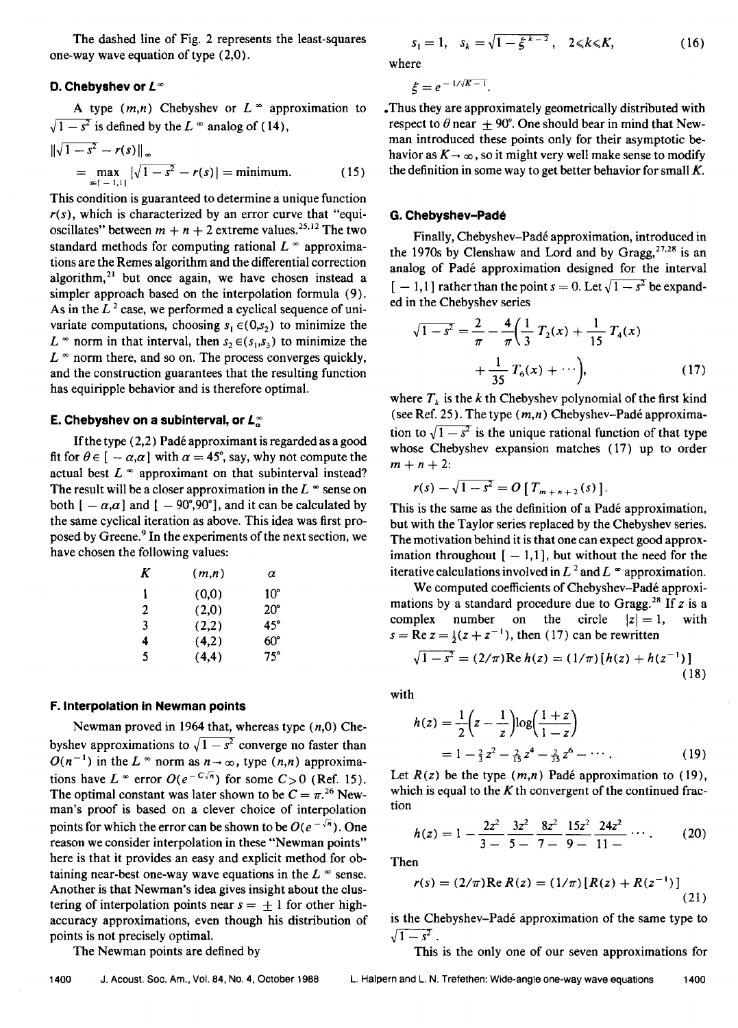The dashed line of Fig. 2 represents the least-squares one-way wave equation of type (2,0).

### D. Chebyshev or $L^\infty$

A type $(m,n)$ Chebyshev or $L^\infty$ approximation to $\sqrt{1-s^2}$ is defined by the $L^\infty$ analog of (14),

$$\|\sqrt{1-s^2} - r(s)\|_\infty = \max_{s\in[-1,1]} |\sqrt{1-s^2} - r(s)| = \text{minimum}. \tag{15}$$

This condition is guaranteed to determine a unique function $r(s)$, which is characterized by an error curve that "equi-oscillates" between $m+n+2$ extreme values.[25,12] The two standard methods for computing rational $L^\infty$ approximations are the Remes algorithm and the differential correction algorithm,[21] but once again, we have chosen instead a simpler approach based on the interpolation formula (9). As in the $L^2$ case, we performed a cyclical sequence of univariate computations, choosing $s_1 \in (0,s_2)$ to minimize the $L^\infty$ norm in that interval, then $s_2 \in (s_1,s_3)$ to minimize the $L^\infty$ norm there, and so on. The process converges quickly, and the construction guarantees that the resulting function has equiripple behavior and is therefore optimal.

### E. Chebyshev on a subinterval, or $L^\infty_\alpha$

If the type (2,2) Padé approximant is regarded as a good fit for $\theta \in [-\alpha,\alpha]$ with $\alpha = 45°$, say, why not compute the actual best $L^\infty$ approximant on that subinterval instead? The result will be a closer approximation in the $L^\infty$ sense on both $[-\alpha,\alpha]$ and $[-90°,90°]$, and it can be calculated by the same cyclical iteration as above. This idea was first proposed by Greene.[9] In the experiments of the next section, we have chosen the following values:

| $K$ | $(m,n)$ | $\alpha$ |
|---|---|---|
| 1 | (0,0) | 10° |
| 2 | (2,0) | 20° |
| 3 | (2,2) | 45° |
| 4 | (4,2) | 60° |
| 5 | (4,4) | 75° |

### F. Interpolation in Newman points

Newman proved in 1964 that, whereas type $(n,0)$ Chebyshev approximations to $\sqrt{1-s^2}$ converge no faster than $O(n^{-1})$ in the $L^\infty$ norm as $n\to\infty$, type $(n,n)$ approximations have $L^\infty$ error $O(e^{-C\sqrt{n}})$ for some $C>0$ (Ref. 15). The optimal constant was later shown to be $C=\pi$.[26] Newman's proof is based on a clever choice of interpolation points for which the error can be shown to be $O(e^{-\sqrt{n}})$. One reason we consider interpolation in these "Newman points" here is that it provides an easy and explicit method for obtaining near-best one-way wave equations in the $L^\infty$ sense. Another is that Newman's idea gives insight about the clustering of interpolation points near $s=\pm 1$ for other high-accuracy approximations, even though his distribution of points is not precisely optimal.

The Newman points are defined by

$$s_1 = 1, \quad s_k = \sqrt{1-\xi^{k-2}}, \quad 2 \leqslant k \leqslant K, \tag{16}$$

where

$$\xi = e^{-1/\sqrt{K-1}}.$$

Thus they are approximately geometrically distributed with respect to $\theta$ near $\pm 90°$. One should bear in mind that Newman introduced these points only for their asymptotic behavior as $K\to\infty$, so it might very well make sense to modify the definition in some way to get better behavior for small $K$.

### G. Chebyshev–Padé

Finally, Chebyshev–Padé approximation, introduced in the 1970s by Clenshaw and Lord and by Gragg,[27,28] is an analog of Padé approximation designed for the interval $[-1,1]$ rather than the point $s=0$. Let $\sqrt{1-s^2}$ be expanded in the Chebyshev series

$$\sqrt{1-s^2} = \frac{2}{\pi} - \frac{4}{\pi}\left(\frac{1}{3}T_2(x) + \frac{1}{15}T_4(x) + \frac{1}{35}T_6(x) + \cdots\right), \tag{17}$$

where $T_k$ is the $k$th Chebyshev polynomial of the first kind (see Ref. 25). The type $(m,n)$ Chebyshev–Padé approximation to $\sqrt{1-s^2}$ is the unique rational function of that type whose Chebyshev expansion matches (17) up to order $m+n+2$:

$$r(s) - \sqrt{1-s^2} = O\,[T_{m+n+2}(s)].$$

This is the same as the definition of a Padé approximation, but with the Taylor series replaced by the Chebyshev series. The motivation behind it is that one can expect good approximation throughout $[-1,1]$, but without the need for the iterative calculations involved in $L^2$ and $L^\infty$ approximation.

We computed coefficients of Chebyshev–Padé approximations by a standard procedure due to Gragg.[28] If $z$ is a complex number on the circle $|z|=1$, with $s = \text{Re}\,z = \frac{1}{2}(z+z^{-1})$, then (17) can be rewritten

$$\sqrt{1-s^2} = (2/\pi)\text{Re}\,h(z) = (1/\pi)[h(z)+h(z^{-1})] \tag{18}$$

with

$$h(z) = \frac{1}{2}\left(z - \frac{1}{z}\right)\log\left(\frac{1+z}{1-z}\right) = 1 - \tfrac{2}{3}z^2 - \tfrac{2}{15}z^4 - \tfrac{2}{35}z^6 - \cdots. \tag{19}$$

Let $R(z)$ be the type $(m,n)$ Padé approximation to (19), which is equal to the $K$th convergent of the continued fraction

$$h(z) = 1 - \frac{2z^2}{3-}\,\frac{3z^2}{5-}\,\frac{8z^2}{7-}\,\frac{15z^2}{9-}\,\frac{24z^2}{11-}\cdots. \tag{20}$$

Then

$$r(s) = (2/\pi)\text{Re}\,R(z) = (1/\pi)[R(z)+R(z^{-1})] \tag{21}$$

is the Chebyshev–Padé approximation of the same type to $\sqrt{1-s^2}$.

This is the only one of our seven approximations for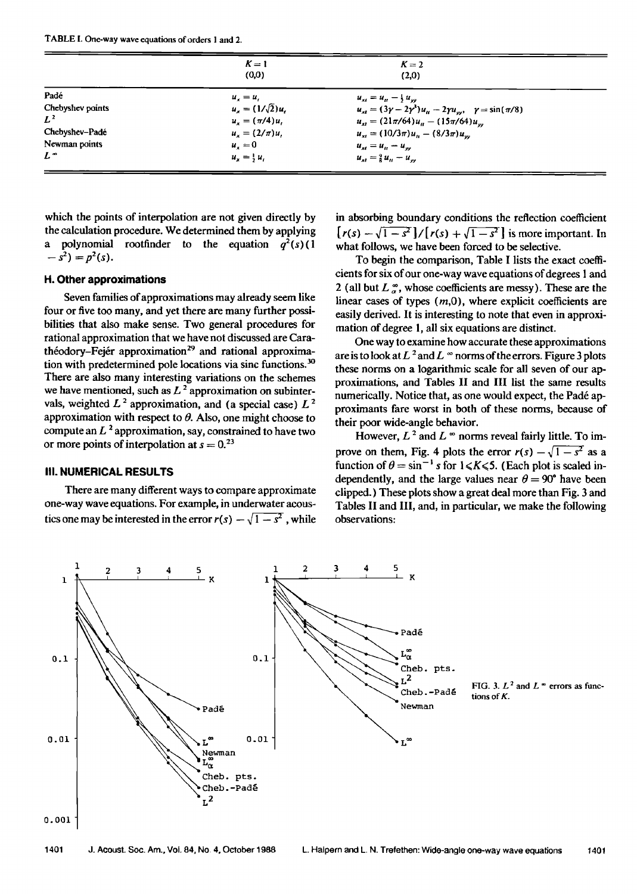TABLE I. One-way wave equations of orders 1 and 2.

| | $K=1$ (0,0) | $K=2$ (2,0) |
|---|---|---|
| Padé | $u_x = u_t$ | $u_{xt} = u_{tt} - \frac{1}{2}u_{yy}$ |
| Chebyshev points | $u_x = (1/\sqrt{2})u_t$ | $u_{xt} = (3\gamma - 2\gamma^3)u_{tt} - 2\gamma u_{yy}, \quad \gamma = \sin(\pi/8)$ |
| $L^2$ | $u_x = (\pi/4)u_t$ | $u_{xt} = (21\pi/64)u_{tt} - (15\pi/64)u_{yy}$ |
| Chebyshev–Padé | $u_x = (2/\pi)u_t$ | $u_{xt} = (10/3\pi)u_{tt} - (8/3\pi)u_{yy}$ |
| Newman points | $u_x = 0$ | $u_{xt} = u_{tt} - u_{yy}$ |
| $L^\infty$ | $u_x = \frac{1}{2}u_t$ | $u_{xt} = \frac{9}{8}u_{tt} - u_{yy}$ |

which the points of interpolation are not given directly by the calculation procedure. We determined them by applying a polynomial rootfinder to the equation $q^2(s)(1-s^2) = p^2(s)$.

### H. Other approximations

Seven families of approximations may already seem like four or five too many, and yet there are many further possibilities that also make sense. Two general procedures for rational approximation that we have not discussed are Carathéodory–Fejér approximation[29] and rational approximation with predetermined pole locations via sinc functions.[30] There are also many interesting variations on the schemes we have mentioned, such as $L^2$ approximation on subintervals, weighted $L^2$ approximation, and (a special case) $L^2$ approximation with respect to $\theta$. Also, one might choose to compute an $L^2$ approximation, say, constrained to have two or more points of interpolation at $s = 0$.[23]

## III. NUMERICAL RESULTS

There are many different ways to compare approximate one-way wave equations. For example, in underwater acoustics one may be interested in the error $r(s) - \sqrt{1-s^2}$, while in absorbing boundary conditions the reflection coefficient $[r(s) - \sqrt{1-s^2}]/[r(s) + \sqrt{1-s^2}]$ is more important. In what follows, we have been forced to be selective.

To begin the comparison, Table I lists the exact coefficients for six of our one-way wave equations of degrees 1 and 2 (all but $L^\infty_\alpha$, whose coefficients are messy). These are the linear cases of types $(m,0)$, where explicit coefficients are easily derived. It is interesting to note that even in approximation of degree 1, all six equations are distinct.

One way to examine how accurate these approximations are is to look at $L^2$ and $L^\infty$ norms of the errors. Figure 3 plots these norms on a logarithmic scale for all seven of our approximations, and Tables II and III list the same results numerically. Notice that, as one would expect, the Padé approximants fare worst in both of these norms, because of their poor wide-angle behavior.

However, $L^2$ and $L^\infty$ norms reveal fairly little. To improve on them, Fig. 4 plots the error $r(s) - \sqrt{1-s^2}$ as a function of $\theta = \sin^{-1} s$ for $1 \leq K \leq 5$. (Each plot is scaled independently, and the large values near $\theta = 90°$ have been clipped.) These plots show a great deal more than Fig. 3 and Tables II and III, and, in particular, we make the following observations:

FIG. 3. $L^2$ and $L^\infty$ errors as functions of $K$.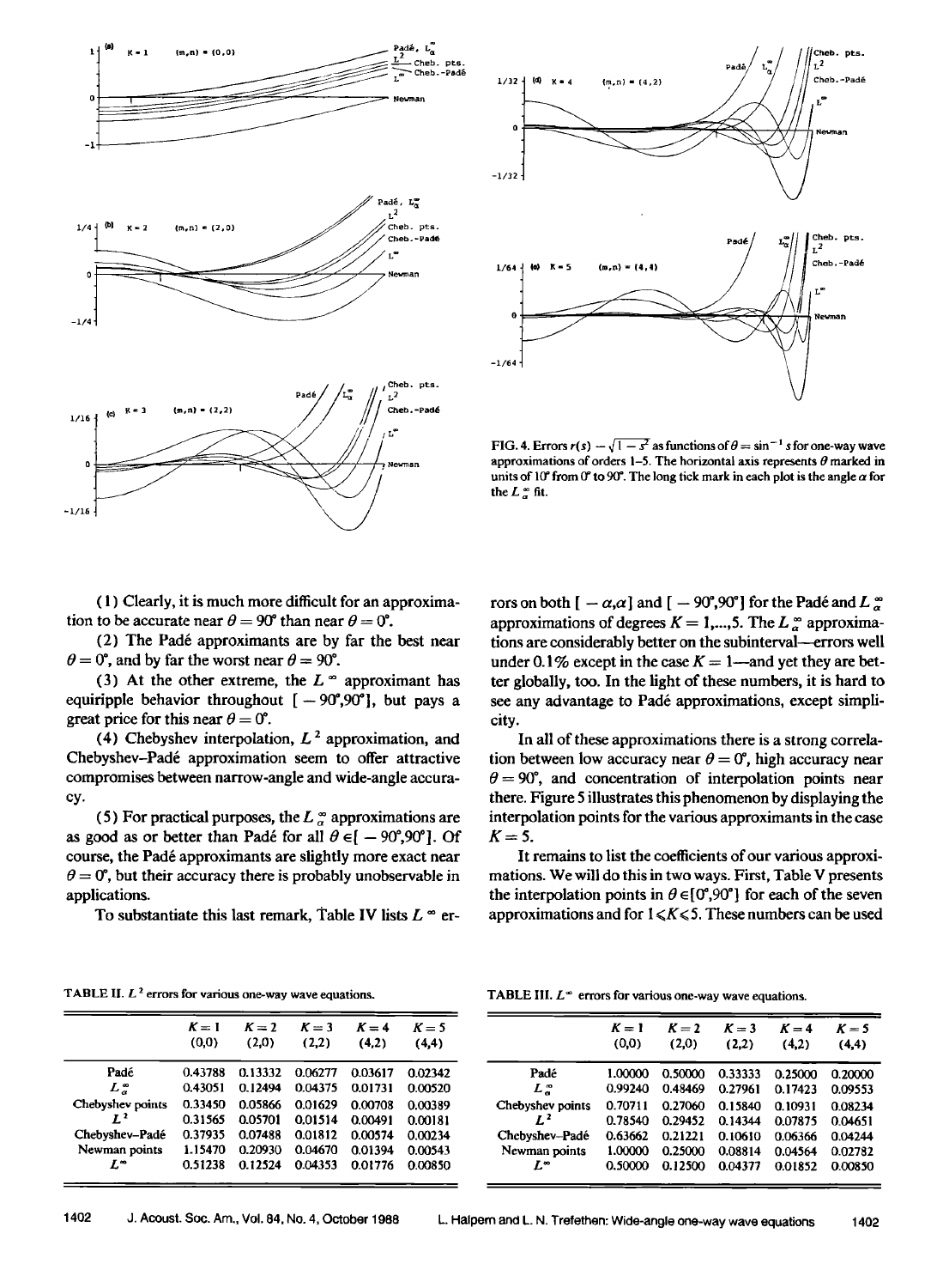FIG. 4. Errors $r(s) - \sqrt{1-s^2}$ as functions of $\theta = \sin^{-1} s$ for one-way wave approximations of orders 1–5. The horizontal axis represents $\theta$ marked in units of 10° from 0° to 90°. The long tick mark in each plot is the angle $\alpha$ for the $L_\alpha^\infty$ fit.

(1) Clearly, it is much more difficult for an approximation to be accurate near $\theta = 90°$ than near $\theta = 0°$.

(2) The Padé approximants are by far the best near $\theta = 0°$, and by far the worst near $\theta = 90°$.

(3) At the other extreme, the $L^\infty$ approximant has equiripple behavior throughout $[-90°, 90°]$, but pays a great price for this near $\theta = 0°$.

(4) Chebyshev interpolation, $L^2$ approximation, and Chebyshev–Padé approximation seem to offer attractive compromises between narrow-angle and wide-angle accuracy.

(5) For practical purposes, the $L_\alpha^\infty$ approximations are as good as or better than Padé for all $\theta \in [-90°, 90°]$. Of course, the Padé approximants are slightly more exact near $\theta = 0°$, but their accuracy there is probably unobservable in applications.

To substantiate this last remark, Table IV lists $L^\infty$ errors on both $[-\alpha, \alpha]$ and $[-90°, 90°]$ for the Padé and $L_\alpha^\infty$ approximations of degrees $K = 1,...,5$. The $L_\alpha^\infty$ approximations are considerably better on the subinterval—errors well under 0.1% except in the case $K = 1$—and yet they are better globally, too. In the light of these numbers, it is hard to see any advantage to Padé approximations, except simplicity.

In all of these approximations there is a strong correlation between low accuracy near $\theta = 0°$, high accuracy near $\theta = 90°$, and concentration of interpolation points near there. Figure 5 illustrates this phenomenon by displaying the interpolation points for the various approximants in the case $K = 5$.

It remains to list the coefficients of our various approximations. We will do this in two ways. First, Table V presents the interpolation points in $\theta \in [0°, 90°]$ for each of the seven approximations and for $1 \leq K \leq 5$. These numbers can be used

TABLE II. $L^2$ errors for various one-way wave equations.

| | $K=1$ (0,0) | $K=2$ (2,0) | $K=3$ (2,2) | $K=4$ (4,2) | $K=5$ (4,4) |
|---|---|---|---|---|---|
| Padé | 0.43788 | 0.13332 | 0.06277 | 0.03617 | 0.02342 |
| $L_\alpha^\infty$ | 0.43051 | 0.12494 | 0.04375 | 0.01731 | 0.00520 |
| Chebyshev points | 0.33450 | 0.05866 | 0.01629 | 0.00708 | 0.00389 |
| $L^2$ | 0.31565 | 0.05701 | 0.01514 | 0.00491 | 0.00181 |
| Chebyshev–Padé | 0.37935 | 0.07488 | 0.01812 | 0.00574 | 0.00234 |
| Newman points | 1.15470 | 0.20930 | 0.04670 | 0.01394 | 0.00543 |
| $L^\infty$ | 0.51238 | 0.12524 | 0.04353 | 0.01776 | 0.00850 |

TABLE III. $L^\infty$ errors for various one-way wave equations.

| | $K=1$ (0,0) | $K=2$ (2,0) | $K=3$ (2,2) | $K=4$ (4,2) | $K=5$ (4,4) |
|---|---|---|---|---|---|
| Padé | 1.00000 | 0.50000 | 0.33333 | 0.25000 | 0.20000 |
| $L_\alpha^\infty$ | 0.99240 | 0.48469 | 0.27961 | 0.17423 | 0.09553 |
| Chebyshev points | 0.70711 | 0.27060 | 0.15840 | 0.10931 | 0.08234 |
| $L^2$ | 0.78540 | 0.29452 | 0.14344 | 0.07875 | 0.04651 |
| Chebyshev–Padé | 0.63662 | 0.21221 | 0.10610 | 0.06366 | 0.04244 |
| Newman points | 1.00000 | 0.25000 | 0.08814 | 0.04564 | 0.02782 |
| $L^\infty$ | 0.50000 | 0.12500 | 0.04377 | 0.01852 | 0.00850 |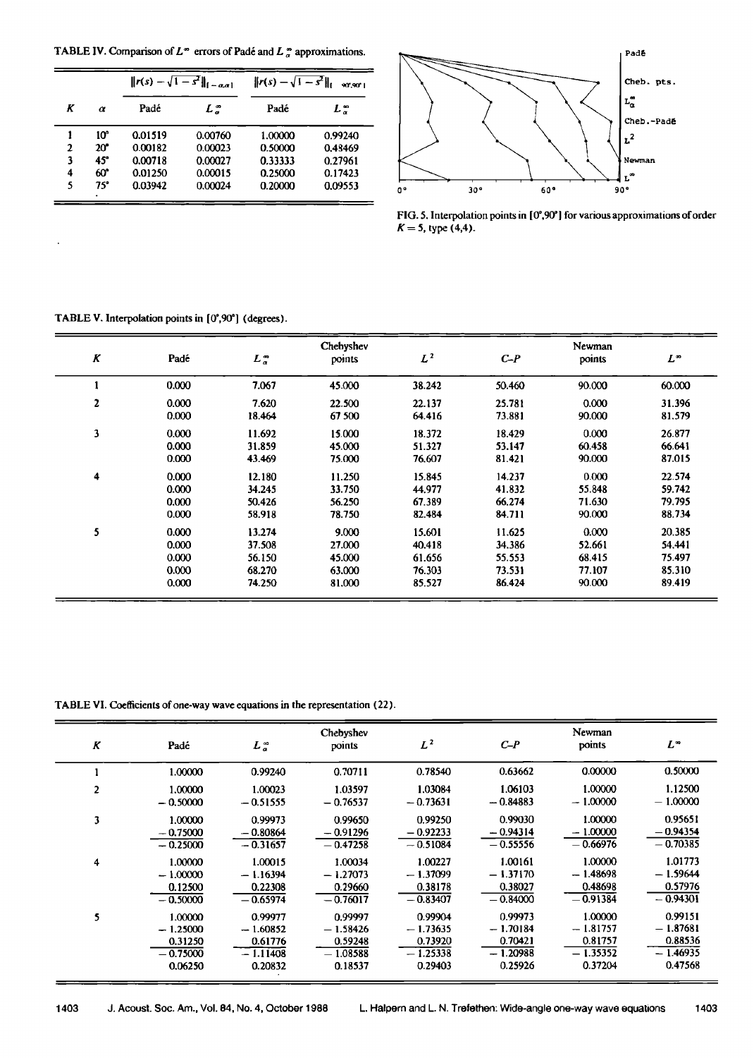TABLE IV. Comparison of $L^\infty$ errors of Padé and $L^\infty_\alpha$ approximations.

| | | $\|r(s)-\sqrt{1-s^2}\|_{[-\alpha,\alpha]}$ | | $\|r(s)-\sqrt{1-s^2}\|_{[0°,90°]}$ | |
|---|---|---|---|---|---|
| $K$ | $\alpha$ | Padé | $L^\infty_\alpha$ | Padé | $L^\infty_\alpha$ |
| 1 | 10° | 0.01519 | 0.00760 | 1.00000 | 0.99240 |
| 2 | 20° | 0.00182 | 0.00023 | 0.50000 | 0.48469 |
| 3 | 45° | 0.00718 | 0.00027 | 0.33333 | 0.27961 |
| 4 | 60° | 0.01250 | 0.00015 | 0.25000 | 0.17423 |
| 5 | 75° | 0.03942 | 0.00024 | 0.20000 | 0.09553 |

FIG. 5. Interpolation points in [0°,90°] for various approximations of order $K=5$, type (4,4).

TABLE V. Interpolation points in [0°,90°] (degrees).

| $K$ | Padé | $L^\infty_\alpha$ | Chebyshev points | $L^2$ | C–P | Newman points | $L^\infty$ |
|---|---|---|---|---|---|---|---|
| 1 | 0.000 | 7.067 | 45.000 | 38.242 | 50.460 | 90.000 | 60.000 |
| 2 | 0.000 | 7.620 | 22.500 | 22.137 | 25.781 | 0.000 | 31.396 |
| | 0.000 | 18.464 | 67.500 | 64.416 | 73.881 | 90.000 | 81.579 |
| 3 | 0.000 | 11.692 | 15.000 | 18.372 | 18.429 | 0.000 | 26.877 |
| | 0.000 | 31.859 | 45.000 | 51.327 | 53.147 | 60.458 | 66.641 |
| | 0.000 | 43.469 | 75.000 | 76.607 | 81.421 | 90.000 | 87.015 |
| 4 | 0.000 | 12.180 | 11.250 | 15.845 | 14.237 | 0.000 | 22.574 |
| | 0.000 | 34.245 | 33.750 | 44.977 | 41.832 | 55.848 | 59.742 |
| | 0.000 | 50.426 | 56.250 | 67.389 | 66.274 | 71.630 | 79.795 |
| | 0.000 | 58.918 | 78.750 | 82.484 | 84.711 | 90.000 | 88.734 |
| 5 | 0.000 | 13.274 | 9.000 | 15.601 | 11.625 | 0.000 | 20.385 |
| | 0.000 | 37.508 | 27.000 | 40.418 | 34.386 | 52.661 | 54.441 |
| | 0.000 | 56.150 | 45.000 | 61.656 | 55.553 | 68.415 | 75.497 |
| | 0.000 | 68.270 | 63.000 | 76.303 | 73.531 | 77.107 | 85.310 |
| | 0.000 | 74.250 | 81.000 | 85.527 | 86.424 | 90.000 | 89.419 |

TABLE VI. Coefficients of one-way wave equations in the representation (22).

| $K$ | Padé | $L^\infty_\alpha$ | Chebyshev points | $L^2$ | C–P | Newman points | $L^\infty$ |
|---|---|---|---|---|---|---|---|
| 1 | 1.00000 | 0.99240 | 0.70711 | 0.78540 | 0.63662 | 0.00000 | 0.50000 |
| 2 | 1.00000 | 1.00023 | 1.03597 | 1.03084 | 1.06103 | 1.00000 | 1.12500 |
| | −0.50000 | −0.51555 | −0.76537 | −0.73631 | −0.84883 | −1.00000 | −1.00000 |
| 3 | 1.00000 | 0.99973 | 0.99650 | 0.99250 | 0.99030 | 1.00000 | 0.95651 |
| | −0.75000 | −0.80864 | −0.91296 | −0.92233 | −0.94314 | −1.00000 | −0.94354 |
| | −0.25000 | −0.31657 | −0.47258 | −0.51084 | −0.55556 | −0.66976 | −0.70385 |
| 4 | 1.00000 | 1.00015 | 1.00034 | 1.00227 | 1.00161 | 1.00000 | 1.01773 |
| | −1.00000 | −1.16394 | −1.27073 | −1.37099 | −1.37170 | −1.48698 | −1.59644 |
| | 0.12500 | 0.22308 | 0.29660 | 0.38178 | 0.38027 | 0.48698 | 0.57976 |
| | −0.50000 | −0.65974 | −0.76017 | −0.83407 | −0.84000 | −0.91384 | −0.94301 |
| 5 | 1.00000 | 0.99977 | 0.99997 | 0.99904 | 0.99973 | 1.00000 | 0.99151 |
| | −1.25000 | −1.60852 | −1.58426 | −1.73635 | −1.70184 | −1.81757 | −1.87681 |
| | 0.31250 | 0.61776 | 0.59248 | 0.73920 | 0.70421 | 0.81757 | 0.88536 |
| | −0.75000 | −1.11408 | −1.08588 | −1.25338 | −1.20988 | −1.35352 | −1.46935 |
| | 0.06250 | 0.20832 | 0.18537 | 0.29403 | 0.25926 | 0.37204 | 0.47568 |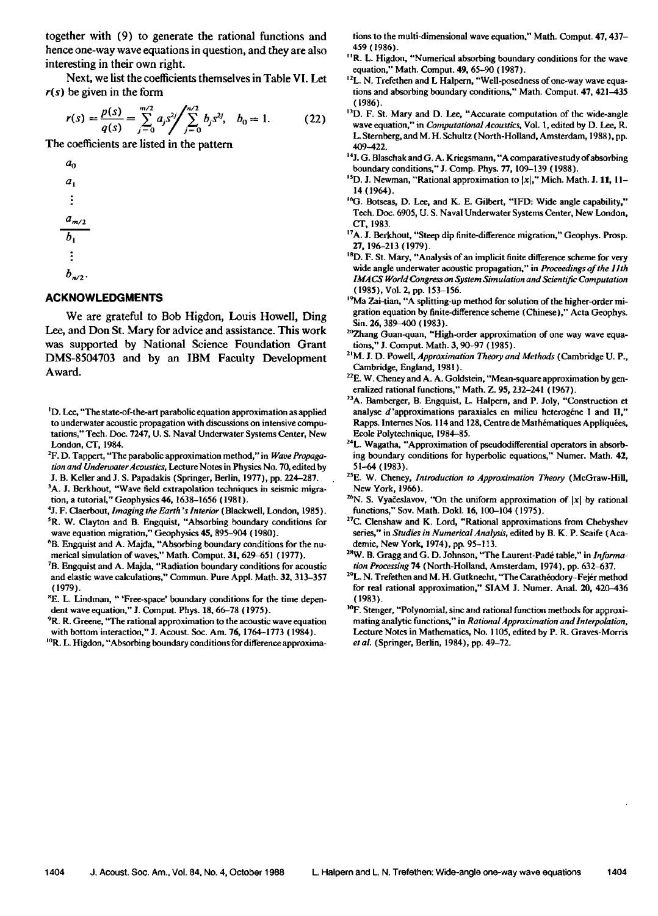together with (9) to generate the rational functions and hence one-way wave equations in question, and they are also interesting in their own right.

Next, we list the coefficients themselves in Table VI. Let $r(s)$ be given in the form

$$r(s) = \frac{p(s)}{q(s)} = \sum_{j=0}^{m/2} a_j s^{2j} \Big/ \sum_{j=0}^{n/2} b_j s^{2j}, \quad b_0 = 1. \tag{22}$$

The coefficients are listed in the pattern

$$\begin{array}{c} a_0 \\ a_1 \\ \vdots \\ a_{m/2} \\ \hline b_1 \\ \vdots \\ b_{n/2}. \end{array}$$

## ACKNOWLEDGMENTS

We are grateful to Bob Higdon, Louis Howell, Ding Lee, and Don St. Mary for advice and assistance. This work was supported by National Science Foundation Grant DMS-8504703 and by an IBM Faculty Development Award.

[1] D. Lee, "The state-of-the-art parabolic equation approximation as applied to underwater acoustic propagation with discussions on intensive computations," Tech. Doc. 7247, U. S. Naval Underwater Systems Center, New London, CT, 1984.

[2] F. D. Tappert, "The parabolic approximation method," in *Wave Propagation and Underwater Acoustics*, Lecture Notes in Physics No. 70, edited by J. B. Keller and J. S. Papadakis (Springer, Berlin, 1977), pp. 224–287.

[3] A. J. Berkhout, "Wave field extrapolation techniques in seismic migration, a tutorial," Geophysics **46**, 1638–1656 (1981).

[4] J. F. Claerbout, *Imaging the Earth's Interior* (Blackwell, London, 1985).

[5] R. W. Clayton and B. Engquist, "Absorbing boundary conditions for wave equation migration," Geophysics **45**, 895–904 (1980).

[6] B. Engquist and A. Majda, "Absorbing boundary conditions for the numerical simulation of waves," Math. Comput. **31**, 629–651 (1977).

[7] B. Engquist and A. Majda, "Radiation boundary conditions for acoustic and elastic wave calculations," Commun. Pure Appl. Math. **32**, 313–357 (1979).

[8] E. L. Lindman, "'Free-space' boundary conditions for the time dependent wave equation," J. Comput. Phys. **18**, 66–78 (1975).

[9] R. R. Greene, "The rational approximation to the acoustic wave equation with bottom interaction," J. Acoust. Soc. Am. **76**, 1764–1773 (1984).

[10] R. L. Higdon, "Absorbing boundary conditions for difference approximations to the multi-dimensional wave equation," Math. Comput. **47**, 437–459 (1986).

[11] R. L. Higdon, "Numerical absorbing boundary conditions for the wave equation," Math. Comput. **49**, 65–90 (1987).

[12] L. N. Trefethen and L Halpern, "Well-posedness of one-way wave equations and absorbing boundary conditions," Math. Comput. **47**, 421–435 (1986).

[13] D. F. St. Mary and D. Lee, "Accurate computation of the wide-angle wave equation," in *Computational Acoustics*, Vol. 1, edited by D. Lee, R. L. Sternberg, and M. H. Schultz (North-Holland, Amsterdam, 1988), pp. 409–422.

[14] J. G. Blaschak and G. A. Kriegsmann, "A comparative study of absorbing boundary conditions," J. Comp. Phys. **77**, 109–139 (1988).

[15] D. J. Newman, "Rational approximation to $|x|$," Mich. Math. J. **11**, 11–14 (1964).

[16] G. Botseas, D. Lee, and K. E. Gilbert, "IFD: Wide angle capability," Tech. Doc. 6905, U. S. Naval Underwater Systems Center, New London, CT, 1983.

[17] A. J. Berkhout, "Steep dip finite-difference migration," Geophys. Prosp. **27**, 196–213 (1979).

[18] D. F. St. Mary, "Analysis of an implicit finite difference scheme for very wide angle underwater acoustic propagation," in *Proceedings of the 11th IMACS World Congress on System Simulation and Scientific Computation* (1985), Vol. 2, pp. 153–156.

[19] Ma Zai-tian, "A splitting-up method for solution of the higher-order migration equation by finite-difference scheme (Chinese)," Acta Geophys. Sin. **26**, 389–400 (1983).

[20] Zhang Guan-quan, "High-order approximation of one way wave equations," J. Comput. Math. **3**, 90–97 (1985).

[21] M. J. D. Powell, *Approximation Theory and Methods* (Cambridge U. P., Cambridge, England, 1981).

[22] E. W. Cheney and A. A. Goldstein, "Mean-square approximation by generalized rational functions," Math. Z. **95**, 232–241 (1967).

[23] A. Bamberger, B. Engquist, L. Halpern, and P. Joly, "Construction et analyse d'approximations paraxiales en milieu heterogène I and II," Rapps. Internes Nos. 114 and 128, Centre de Mathématiques Appliquées, Ecole Polytechnique, 1984–85.

[24] L. Wagatha, "Approximation of pseudodifferential operators in absorbing boundary conditions for hyperbolic equations," Numer. Math. **42**, 51–64 (1983).

[25] E. W. Cheney, *Introduction to Approximation Theory* (McGraw-Hill, New York, 1966).

[26] N. S. Vyačeslavov, "On the uniform approximation of $|x|$ by rational functions," Sov. Math. Dokl. **16**, 100–104 (1975).

[27] C. Clenshaw and K. Lord, "Rational approximations from Chebyshev series," in *Studies in Numerical Analysis*, edited by B. K. P. Scaife (Academic, New York, 1974), pp. 95–113.

[28] W. B. Gragg and G. D. Johnson, "The Laurent-Padé table," in *Information Processing* 74 (North-Holland, Amsterdam, 1974), pp. 632–637.

[29] L. N. Trefethen and M. H. Gutknecht, "The Carathéodory–Fejér method for real rational approximation," SIAM J. Numer. Anal. **20**, 420–436 (1983).

[30] F. Stenger, "Polynomial, sinc and rational function methods for approximating analytic functions," in *Rational Approximation and Interpolation*, Lecture Notes in Mathematics, No. 1105, edited by P. R. Graves-Morris *et al.* (Springer, Berlin, 1984), pp. 49–72.